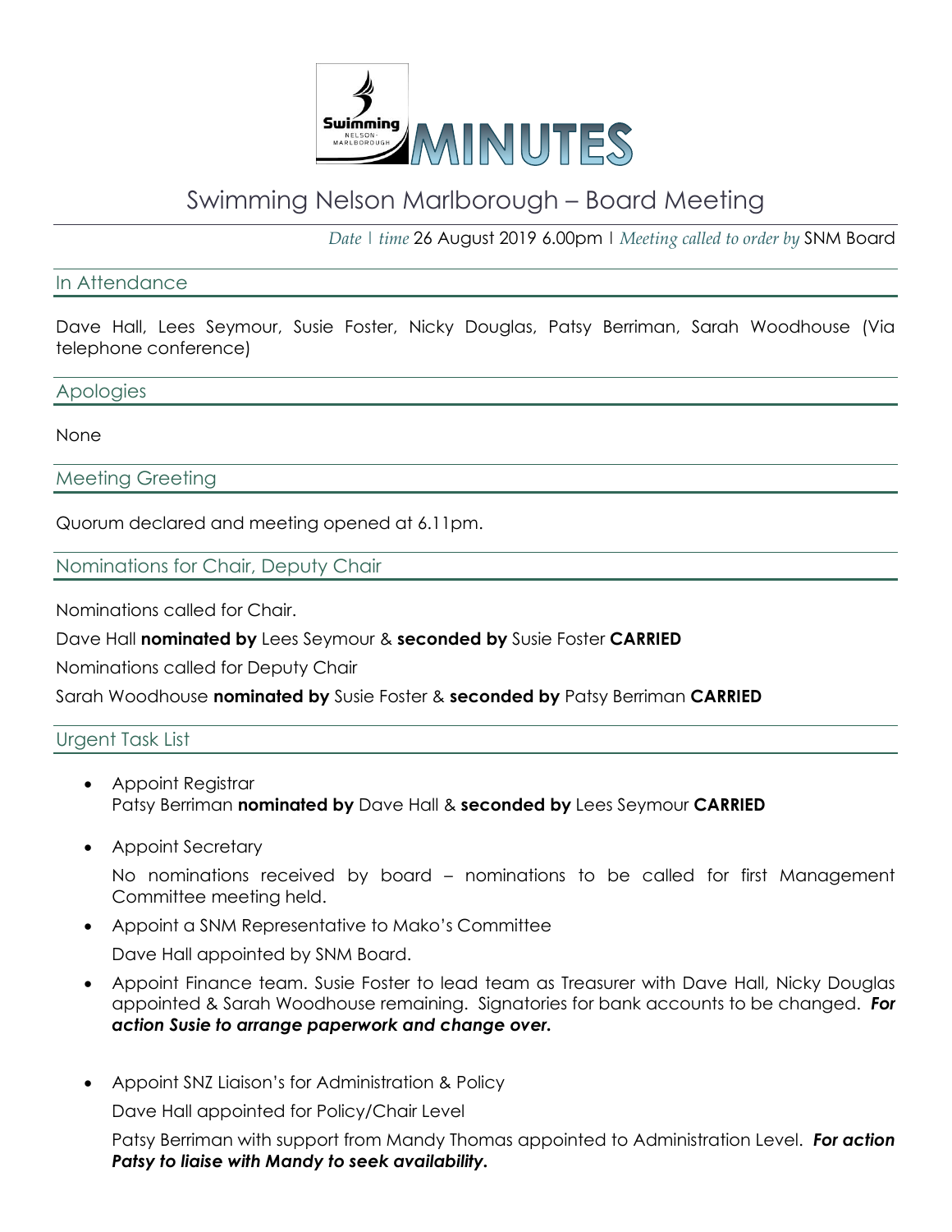# MINUTES

## Swimming Nelson Marlborough – Board Meeting

*Date* | *time* 26 August 2019 6.00pm | *Meeting called to order by* SNM Board

### In Attendance

Dave Hall, Lees Seymour, Susie Foster, Nicky Douglas, Patsy Berriman, Sarah Woodhouse (Via telephone conference)

### Apologies

None

### Meeting Greeting

Quorum declared and meeting opened at 6.11pm.

### Nominations for Chair, Deputy Chair

Nominations called for Chair.

Dave Hall **nominated by** Lees Seymour & **seconded by** Susie Foster **CARRIED**

Nominations called for Deputy Chair

Sarah Woodhouse **nominated by** Susie Foster & **seconded by** Patsy Berriman **CARRIED**

### Urgent Task List

- Appoint Registrar
  Patsy Berriman **nominated by** Dave Hall & **seconded by** Lees Seymour **CARRIED**
- Appoint Secretary

  No nominations received by board – nominations to be called for first Management Committee meeting held.
- Appoint a SNM Representative to Mako's Committee

  Dave Hall appointed by SNM Board.
- Appoint Finance team. Susie Foster to lead team as Treasurer with Dave Hall, Nicky Douglas appointed & Sarah Woodhouse remaining. Signatories for bank accounts to be changed. ***For action Susie to arrange paperwork and change over.***
- Appoint SNZ Liaison's for Administration & Policy

  Dave Hall appointed for Policy/Chair Level

  Patsy Berriman with support from Mandy Thomas appointed to Administration Level. ***For action Patsy to liaise with Mandy to seek availability.***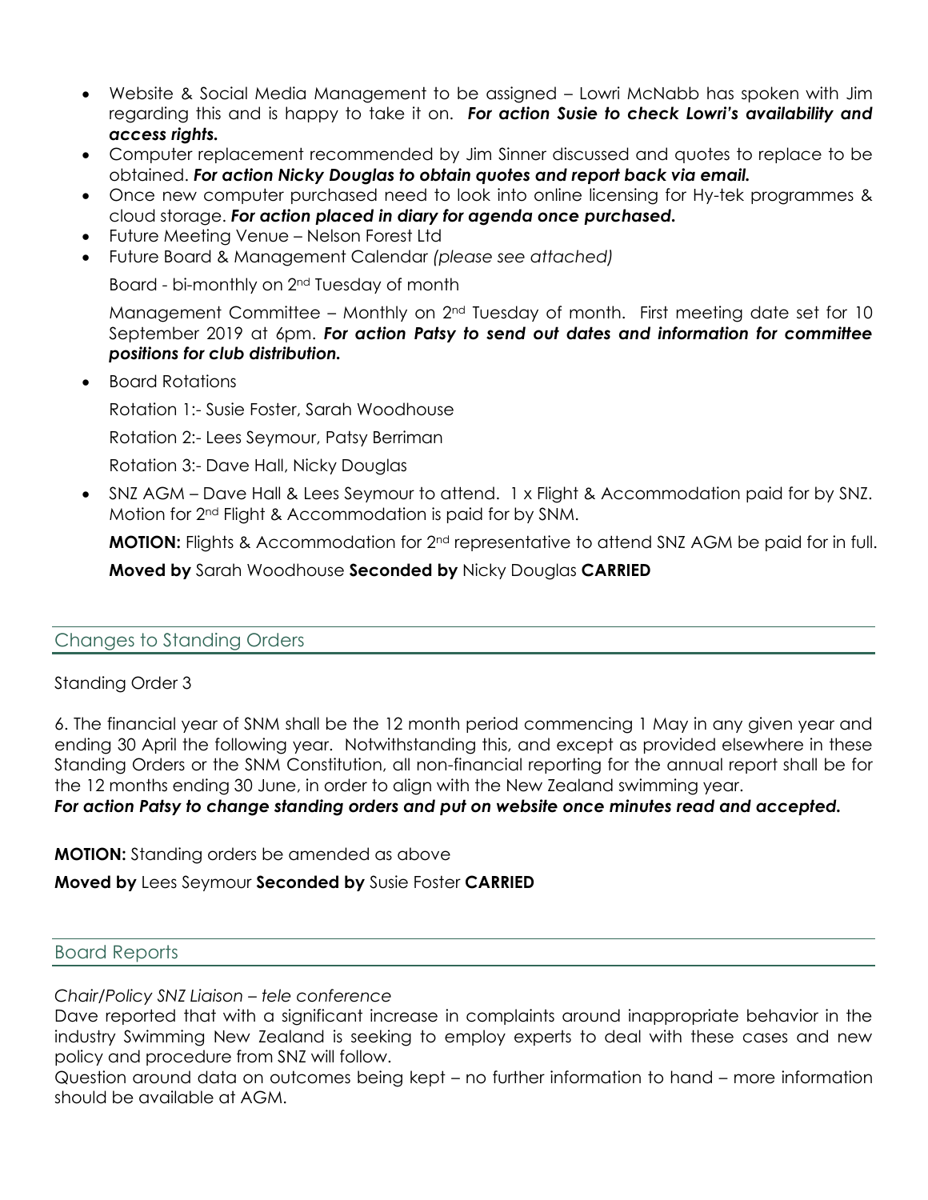- Website & Social Media Management to be assigned – Lowri McNabb has spoken with Jim regarding this and is happy to take it on. ***For action Susie to check Lowri's availability and access rights.***
- Computer replacement recommended by Jim Sinner discussed and quotes to replace to be obtained. ***For action Nicky Douglas to obtain quotes and report back via email.***
- Once new computer purchased need to look into online licensing for Hy-tek programmes & cloud storage. ***For action placed in diary for agenda once purchased.***
- Future Meeting Venue – Nelson Forest Ltd
- Future Board & Management Calendar *(please see attached)*

  Board - bi-monthly on 2nd Tuesday of month

  Management Committee – Monthly on 2nd Tuesday of month. First meeting date set for 10 September 2019 at 6pm. ***For action Patsy to send out dates and information for committee positions for club distribution.***

- Board Rotations

  Rotation 1:- Susie Foster, Sarah Woodhouse

  Rotation 2:- Lees Seymour, Patsy Berriman

  Rotation 3:- Dave Hall, Nicky Douglas

- SNZ AGM – Dave Hall & Lees Seymour to attend. 1 x Flight & Accommodation paid for by SNZ. Motion for 2nd Flight & Accommodation is paid for by SNM.

  **MOTION:** Flights & Accommodation for 2nd representative to attend SNZ AGM be paid for in full.

  **Moved by** Sarah Woodhouse **Seconded by** Nicky Douglas **CARRIED**

## Changes to Standing Orders

Standing Order 3

6. The financial year of SNM shall be the 12 month period commencing 1 May in any given year and ending 30 April the following year. Notwithstanding this, and except as provided elsewhere in these Standing Orders or the SNM Constitution, all non-financial reporting for the annual report shall be for the 12 months ending 30 June, in order to align with the New Zealand swimming year.

***For action Patsy to change standing orders and put on website once minutes read and accepted.***

**MOTION:** Standing orders be amended as above

**Moved by** Lees Seymour **Seconded by** Susie Foster **CARRIED**

## Board Reports

*Chair/Policy SNZ Liaison – tele conference*

Dave reported that with a significant increase in complaints around inappropriate behavior in the industry Swimming New Zealand is seeking to employ experts to deal with these cases and new policy and procedure from SNZ will follow.

Question around data on outcomes being kept – no further information to hand – more information should be available at AGM.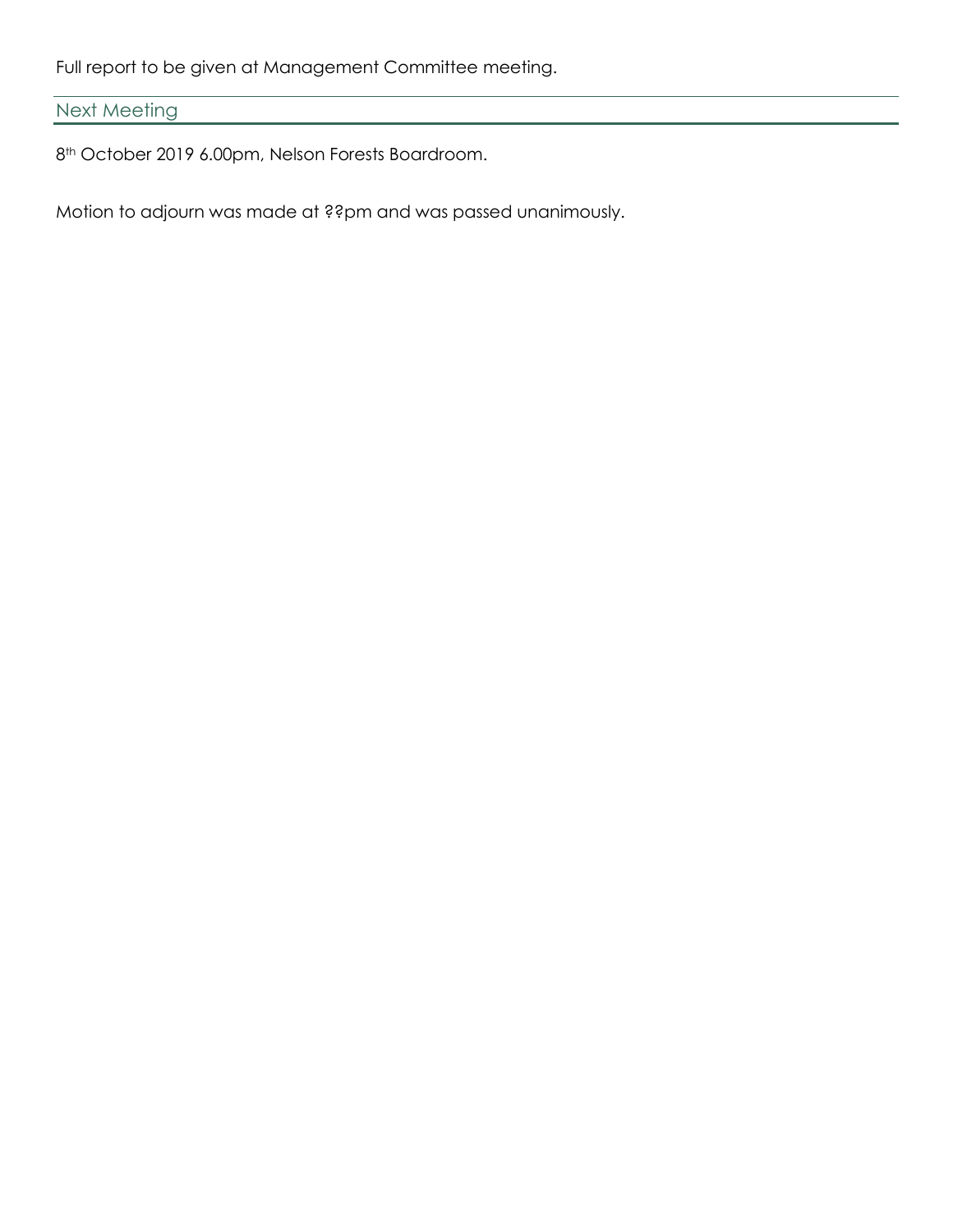Full report to be given at Management Committee meeting.

## Next Meeting

8th October 2019 6.00pm, Nelson Forests Boardroom.

Motion to adjourn was made at ??pm and was passed unanimously.